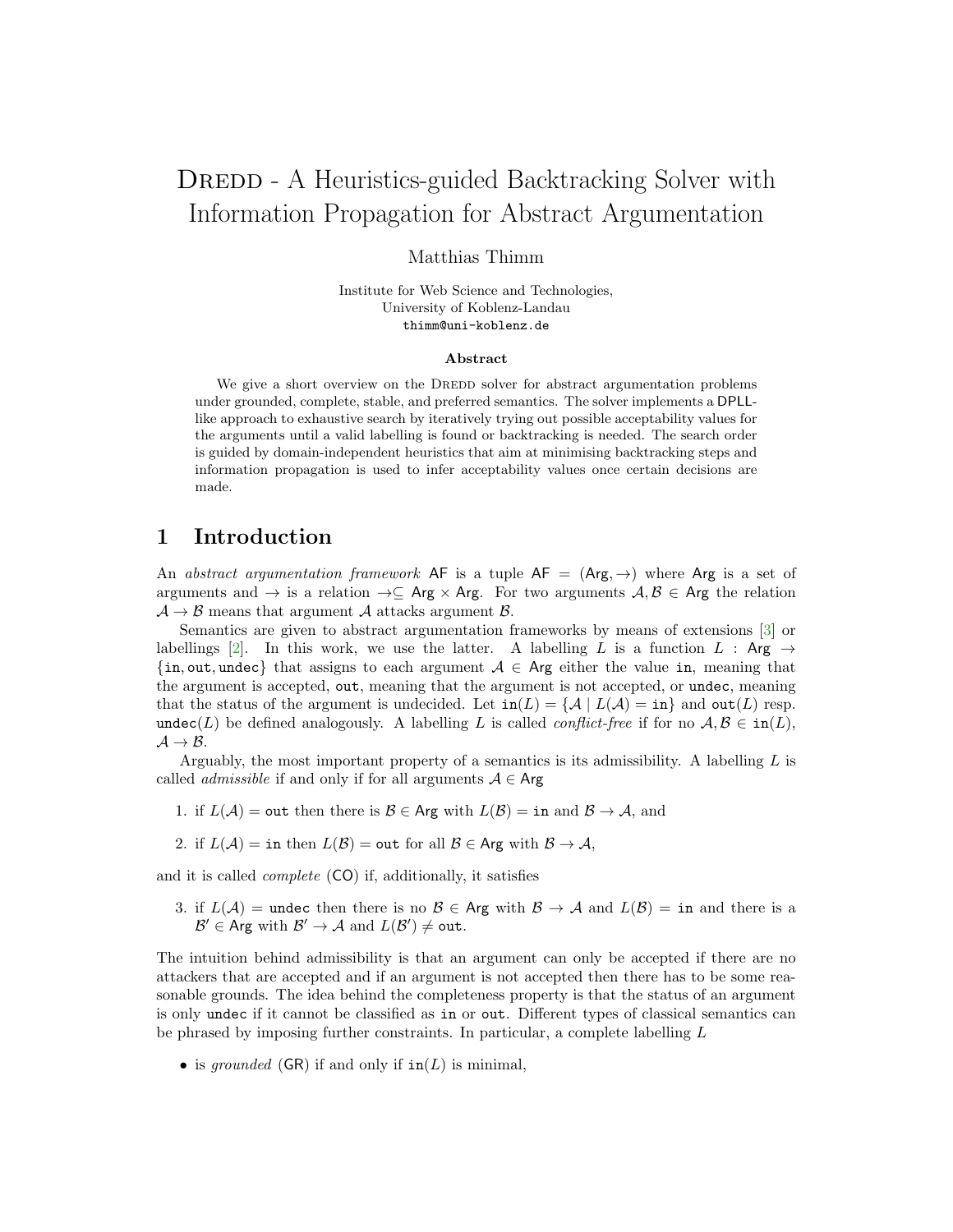# Dredd - A Heuristics-guided Backtracking Solver with Information Propagation for Abstract Argumentation

Matthias Thimm

Institute for Web Science and Technologies,
University of Koblenz-Landau
thimm@uni-koblenz.de

### Abstract

We give a short overview on the Dredd solver for abstract argumentation problems under grounded, complete, stable, and preferred semantics. The solver implements a DPLL-like approach to exhaustive search by iteratively trying out possible acceptability values for the arguments until a valid labelling is found or backtracking is needed. The search order is guided by domain-independent heuristics that aim at minimising backtracking steps and information propagation is used to infer acceptability values once certain decisions are made.

## 1 Introduction

An *abstract argumentation framework* $\mathsf{AF}$ is a tuple $\mathsf{AF} = (\mathsf{Arg}, \rightarrow)$ where $\mathsf{Arg}$ is a set of arguments and $\rightarrow$ is a relation $\rightarrow \subseteq \mathsf{Arg} \times \mathsf{Arg}$. For two arguments $\mathcal{A}, \mathcal{B} \in \mathsf{Arg}$ the relation $\mathcal{A} \rightarrow \mathcal{B}$ means that argument $\mathcal{A}$ attacks argument $\mathcal{B}$.

Semantics are given to abstract argumentation frameworks by means of extensions [3] or labellings [2]. In this work, we use the latter. A labelling $L$ is a function $L : \mathsf{Arg} \rightarrow \{\mathtt{in}, \mathtt{out}, \mathtt{undec}\}$ that assigns to each argument $\mathcal{A} \in \mathsf{Arg}$ either the value $\mathtt{in}$, meaning that the argument is accepted, $\mathtt{out}$, meaning that the argument is not accepted, or $\mathtt{undec}$, meaning that the status of the argument is undecided. Let $\mathtt{in}(L) = \{\mathcal{A} \mid L(\mathcal{A}) = \mathtt{in}\}$ and $\mathtt{out}(L)$ resp. $\mathtt{undec}(L)$ be defined analogously. A labelling $L$ is called *conflict-free* if for no $\mathcal{A}, \mathcal{B} \in \mathtt{in}(L)$, $\mathcal{A} \rightarrow \mathcal{B}$.

Arguably, the most important property of a semantics is its admissibility. A labelling $L$ is called *admissible* if and only if for all arguments $\mathcal{A} \in \mathsf{Arg}$

1. if $L(\mathcal{A}) = \mathtt{out}$ then there is $\mathcal{B} \in \mathsf{Arg}$ with $L(\mathcal{B}) = \mathtt{in}$ and $\mathcal{B} \rightarrow \mathcal{A}$, and
2. if $L(\mathcal{A}) = \mathtt{in}$ then $L(\mathcal{B}) = \mathtt{out}$ for all $\mathcal{B} \in \mathsf{Arg}$ with $\mathcal{B} \rightarrow \mathcal{A}$,

and it is called *complete* ($\mathsf{CO}$) if, additionally, it satisfies

3. if $L(\mathcal{A}) = \mathtt{undec}$ then there is no $\mathcal{B} \in \mathsf{Arg}$ with $\mathcal{B} \rightarrow \mathcal{A}$ and $L(\mathcal{B}) = \mathtt{in}$ and there is a $\mathcal{B}' \in \mathsf{Arg}$ with $\mathcal{B}' \rightarrow \mathcal{A}$ and $L(\mathcal{B}') \neq \mathtt{out}$.

The intuition behind admissibility is that an argument can only be accepted if there are no attackers that are accepted and if an argument is not accepted then there has to be some reasonable grounds. The idea behind the completeness property is that the status of an argument is only $\mathtt{undec}$ if it cannot be classified as $\mathtt{in}$ or $\mathtt{out}$. Different types of classical semantics can be phrased by imposing further constraints. In particular, a complete labelling $L$

- is *grounded* ($\mathsf{GR}$) if and only if $\mathtt{in}(L)$ is minimal,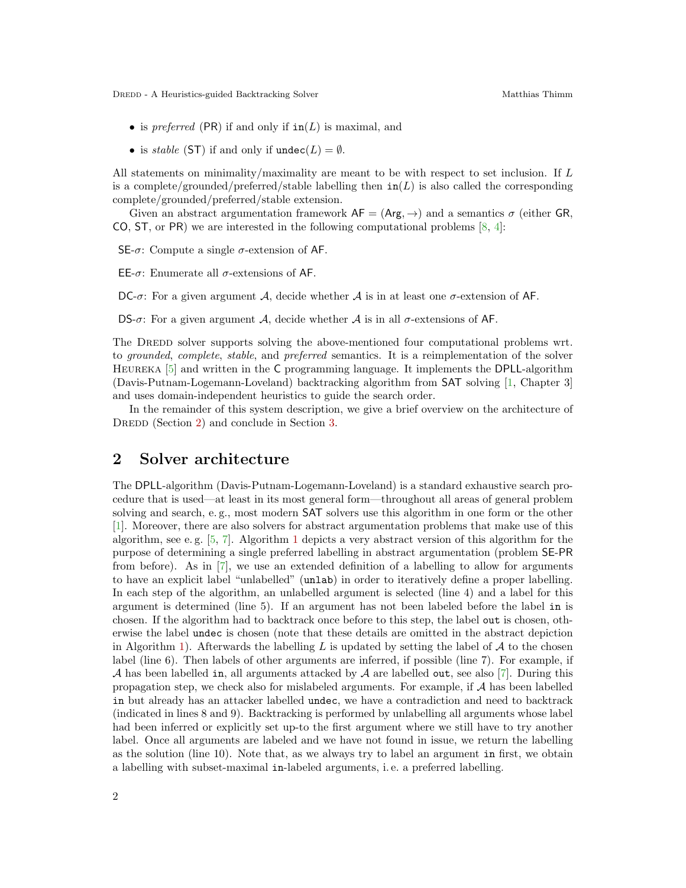- is *preferred* (PR) if and only if $\mathtt{in}(L)$ is maximal, and
- is *stable* (ST) if and only if $\mathtt{undec}(L) = \emptyset$.

All statements on minimality/maximality are meant to be with respect to set inclusion. If $L$ is a complete/grounded/preferred/stable labelling then $\mathtt{in}(L)$ is also called the corresponding complete/grounded/preferred/stable extension.

Given an abstract argumentation framework $\mathsf{AF} = (\mathsf{Arg}, \rightarrow)$ and a semantics $\sigma$ (either GR, CO, ST, or PR) we are interested in the following computational problems [8, 4]:

SE-$\sigma$: Compute a single $\sigma$-extension of AF.

EE-$\sigma$: Enumerate all $\sigma$-extensions of AF.

DC-$\sigma$: For a given argument $\mathcal{A}$, decide whether $\mathcal{A}$ is in at least one $\sigma$-extension of AF.

DS-$\sigma$: For a given argument $\mathcal{A}$, decide whether $\mathcal{A}$ is in all $\sigma$-extensions of AF.

The Dredd solver supports solving the above-mentioned four computational problems wrt. to *grounded*, *complete*, *stable*, and *preferred* semantics. It is a reimplementation of the solver Heureka [5] and written in the C programming language. It implements the DPLL-algorithm (Davis-Putnam-Logemann-Loveland) backtracking algorithm from SAT solving [1, Chapter 3] and uses domain-independent heuristics to guide the search order.

In the remainder of this system description, we give a brief overview on the architecture of Dredd (Section 2) and conclude in Section 3.

## 2 Solver architecture

The DPLL-algorithm (Davis-Putnam-Logemann-Loveland) is a standard exhaustive search procedure that is used—at least in its most general form—throughout all areas of general problem solving and search, e. g., most modern SAT solvers use this algorithm in one form or the other [1]. Moreover, there are also solvers for abstract argumentation problems that make use of this algorithm, see e. g. [5, 7]. Algorithm 1 depicts a very abstract version of this algorithm for the purpose of determining a single preferred labelling in abstract argumentation (problem SE-PR from before). As in [7], we use an extended definition of a labelling to allow for arguments to have an explicit label "unlabelled" (`unlab`) in order to iteratively define a proper labelling. In each step of the algorithm, an unlabelled argument is selected (line 4) and a label for this argument is determined (line 5). If an argument has not been labeled before the label `in` is chosen. If the algorithm had to backtrack once before to this step, the label `out` is chosen, otherwise the label `undec` is chosen (note that these details are omitted in the abstract depiction in Algorithm 1). Afterwards the labelling $L$ is updated by setting the label of $\mathcal{A}$ to the chosen label (line 6). Then labels of other arguments are inferred, if possible (line 7). For example, if $\mathcal{A}$ has been labelled `in`, all arguments attacked by $\mathcal{A}$ are labelled `out`, see also [7]. During this propagation step, we check also for mislabeled arguments. For example, if $\mathcal{A}$ has been labelled `in` but already has an attacker labelled `undec`, we have a contradiction and need to backtrack (indicated in lines 8 and 9). Backtracking is performed by unlabelling all arguments whose label had been inferred or explicitly set up-to the first argument where we still have to try another label. Once all arguments are labeled and we have not found in issue, we return the labelling as the solution (line 10). Note that, as we always try to label an argument `in` first, we obtain a labelling with subset-maximal `in`-labeled arguments, i. e. a preferred labelling.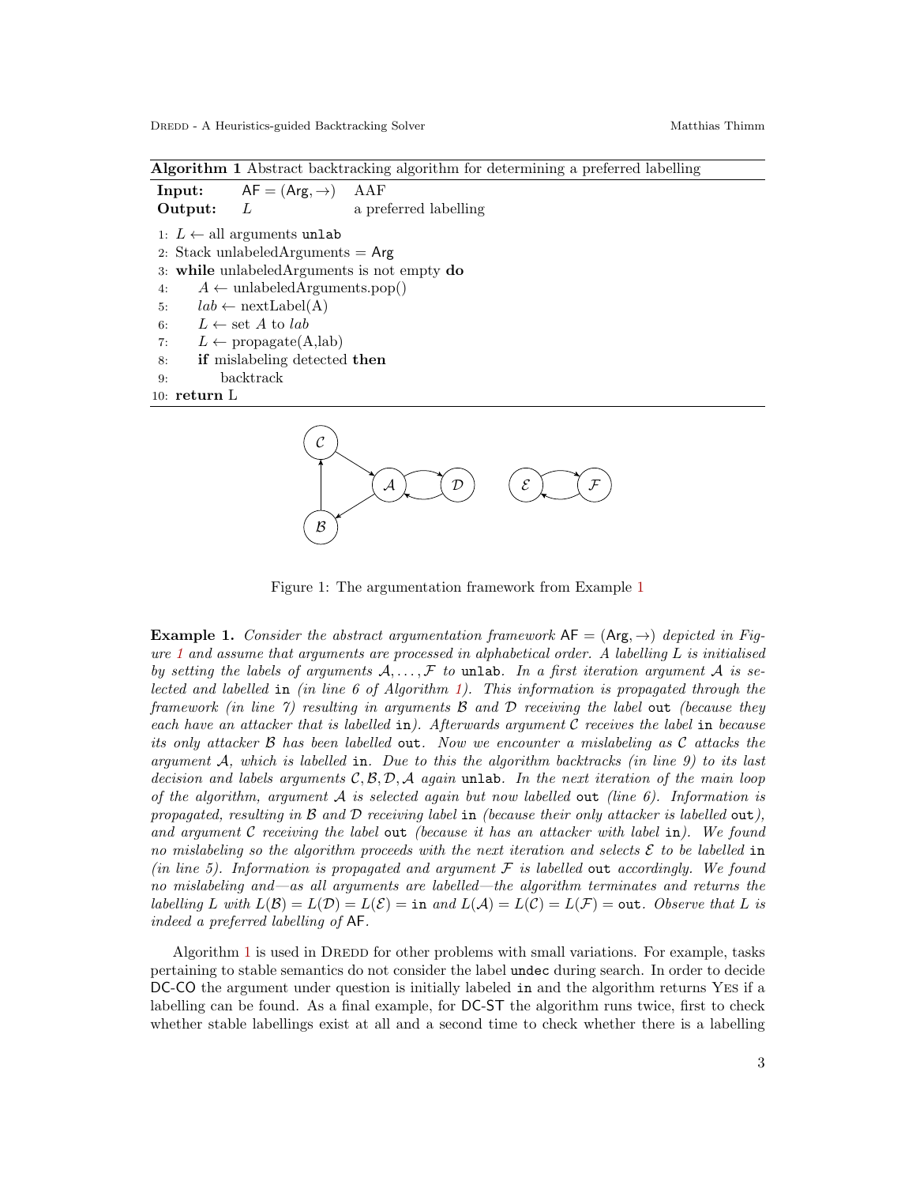**Algorithm 1** Abstract backtracking algorithm for determining a preferred labelling

**Input:** $\mathsf{AF} = (\mathsf{Arg}, \rightarrow)$ AAF
**Output:** $L$ a preferred labelling

```
1: L ← all arguments unlab
2: Stack unlabeledArguments = Arg
3: while unlabeledArguments is not empty do
4:     A ← unlabeledArguments.pop()
5:     lab ← nextLabel(A)
6:     L ← set A to lab
7:     L ← propagate(A,lab)
8:     if mislabeling detected then
9:         backtrack
10: return L
```

Figure 1: The argumentation framework from Example 1

**Example 1.** *Consider the abstract argumentation framework $\mathsf{AF} = (\mathsf{Arg}, \rightarrow)$ depicted in Figure 1 and assume that arguments are processed in alphabetical order. A labelling $L$ is initialised by setting the labels of arguments $\mathcal{A}, \ldots, \mathcal{F}$ to* `unlab`*. In a first iteration argument $\mathcal{A}$ is selected and labelled* `in` *(in line 6 of Algorithm 1). This information is propagated through the framework (in line 7) resulting in arguments $\mathcal{B}$ and $\mathcal{D}$ receiving the label* `out` *(because they each have an attacker that is labelled* `in`*). Afterwards argument $\mathcal{C}$ receives the label* `in` *because its only attacker $\mathcal{B}$ has been labelled* `out`*. Now we encounter a mislabeling as $\mathcal{C}$ attacks the argument $\mathcal{A}$, which is labelled* `in`*. Due to this the algorithm backtracks (in line 9) to its last decision and labels arguments $\mathcal{C}, \mathcal{B}, \mathcal{D}, \mathcal{A}$ again* `unlab`*. In the next iteration of the main loop of the algorithm, argument $\mathcal{A}$ is selected again but now labelled* `out` *(line 6). Information is propagated, resulting in $\mathcal{B}$ and $\mathcal{D}$ receiving label* `in` *(because their only attacker is labelled* `out`*), and argument $\mathcal{C}$ receiving the label* `out` *(because it has an attacker with label* `in`*). We found no mislabeling so the algorithm proceeds with the next iteration and selects $\mathcal{E}$ to be labelled* `in` *(in line 5). Information is propagated and argument $\mathcal{F}$ is labelled* `out` *accordingly. We found no mislabeling and—as all arguments are labelled—the algorithm terminates and returns the labelling $L$ with $L(\mathcal{B}) = L(\mathcal{D}) = L(\mathcal{E}) =$* `in` *and $L(\mathcal{A}) = L(\mathcal{C}) = L(\mathcal{F}) =$* `out`*. Observe that $L$ is indeed a preferred labelling of* $\mathsf{AF}$.

Algorithm 1 is used in DREDD for other problems with small variations. For example, tasks pertaining to stable semantics do not consider the label `undec` during search. In order to decide DC-CO the argument under question is initially labeled `in` and the algorithm returns YES if a labelling can be found. As a final example, for DC-ST the algorithm runs twice, first to check whether stable labellings exist at all and a second time to check whether there is a labelling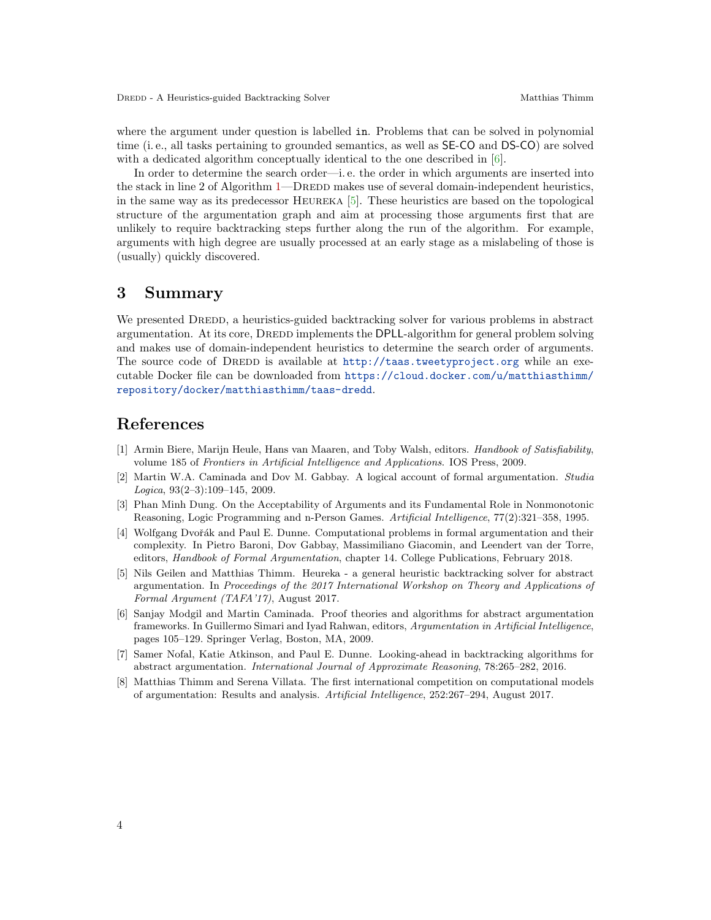where the argument under question is labelled in. Problems that can be solved in polynomial time (i. e., all tasks pertaining to grounded semantics, as well as SE-CO and DS-CO) are solved with a dedicated algorithm conceptually identical to the one described in [6].

In order to determine the search order—i. e. the order in which arguments are inserted into the stack in line 2 of Algorithm 1—Dredd makes use of several domain-independent heuristics, in the same way as its predecessor Heureka [5]. These heuristics are based on the topological structure of the argumentation graph and aim at processing those arguments first that are unlikely to require backtracking steps further along the run of the algorithm. For example, arguments with high degree are usually processed at an early stage as a mislabeling of those is (usually) quickly discovered.

## 3 Summary

We presented Dredd, a heuristics-guided backtracking solver for various problems in abstract argumentation. At its core, Dredd implements the DPLL-algorithm for general problem solving and makes use of domain-independent heuristics to determine the search order of arguments. The source code of Dredd is available at http://taas.tweetyproject.org while an executable Docker file can be downloaded from https://cloud.docker.com/u/matthiasthimm/repository/docker/matthiasthimm/taas-dredd.

## References

[1] Armin Biere, Marijn Heule, Hans van Maaren, and Toby Walsh, editors. *Handbook of Satisfiability*, volume 185 of *Frontiers in Artificial Intelligence and Applications*. IOS Press, 2009.

[2] Martin W.A. Caminada and Dov M. Gabbay. A logical account of formal argumentation. *Studia Logica*, 93(2–3):109–145, 2009.

[3] Phan Minh Dung. On the Acceptability of Arguments and its Fundamental Role in Nonmonotonic Reasoning, Logic Programming and n-Person Games. *Artificial Intelligence*, 77(2):321–358, 1995.

[4] Wolfgang Dvořák and Paul E. Dunne. Computational problems in formal argumentation and their complexity. In Pietro Baroni, Dov Gabbay, Massimiliano Giacomin, and Leendert van der Torre, editors, *Handbook of Formal Argumentation*, chapter 14. College Publications, February 2018.

[5] Nils Geilen and Matthias Thimm. Heureka - a general heuristic backtracking solver for abstract argumentation. In *Proceedings of the 2017 International Workshop on Theory and Applications of Formal Argument (TAFA'17)*, August 2017.

[6] Sanjay Modgil and Martin Caminada. Proof theories and algorithms for abstract argumentation frameworks. In Guillermo Simari and Iyad Rahwan, editors, *Argumentation in Artificial Intelligence*, pages 105–129. Springer Verlag, Boston, MA, 2009.

[7] Samer Nofal, Katie Atkinson, and Paul E. Dunne. Looking-ahead in backtracking algorithms for abstract argumentation. *International Journal of Approximate Reasoning*, 78:265–282, 2016.

[8] Matthias Thimm and Serena Villata. The first international competition on computational models of argumentation: Results and analysis. *Artificial Intelligence*, 252:267–294, August 2017.